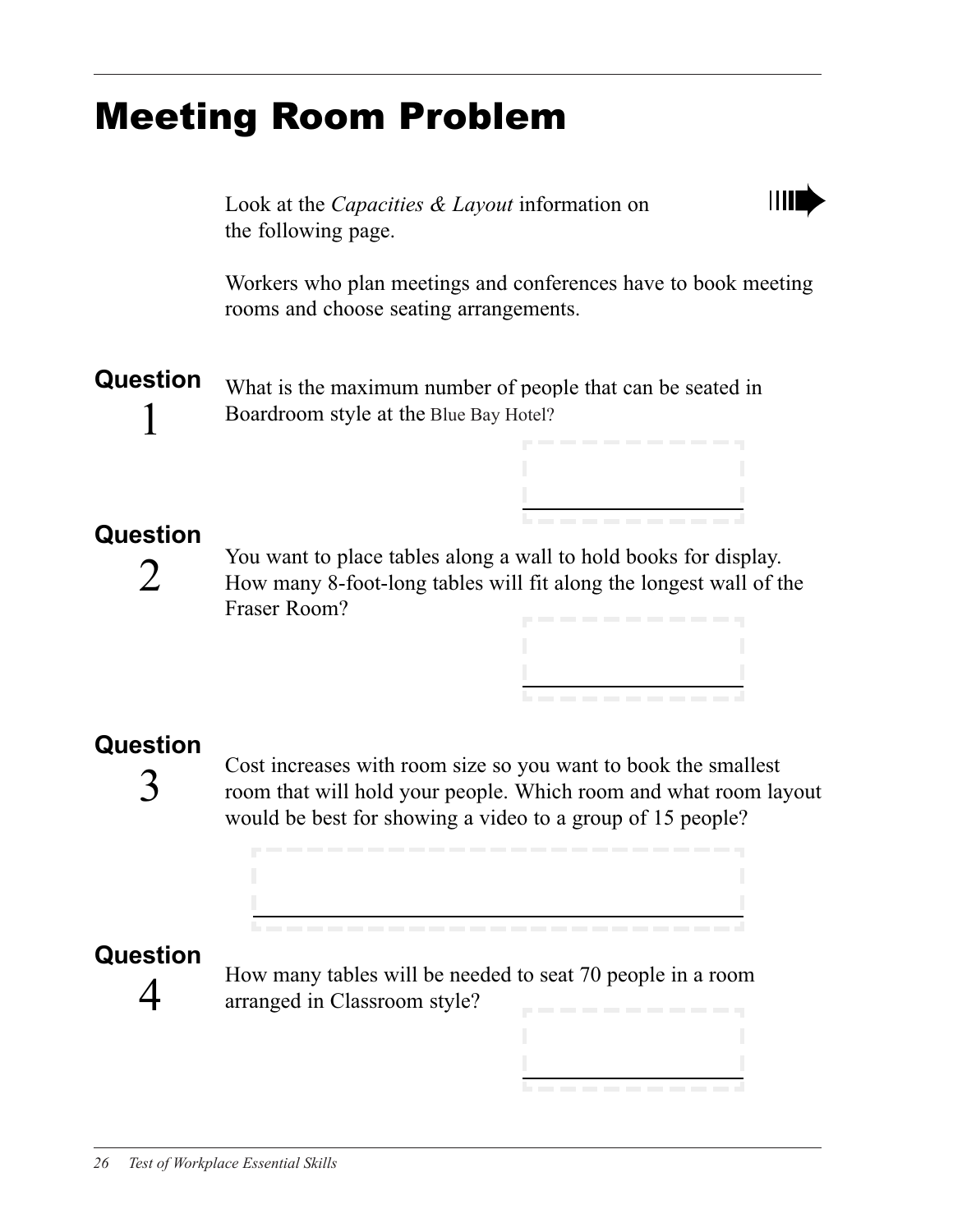# Meeting Room Problem

Look at the *Capacities & Layout* information on the following page.

Workers who plan meetings and conferences have to book meeting rooms and choose seating arrangements.

**Question 1**

What is the maximum number of people that can be seated in Boardroom style at the Blue Bay Hotel?

**Question 2**

You want to place tables along a wall to hold books for display. How many 8-foot-long tables will fit along the longest wall of the Fraser Room?

**Question 3**

Cost increases with room size so you want to book the smallest room that will hold your people. Which room and what room layout would be best for showing a video to a group of 15 people?

**Question 4**

How many tables will be needed to seat 70 people in a room arranged in Classroom style?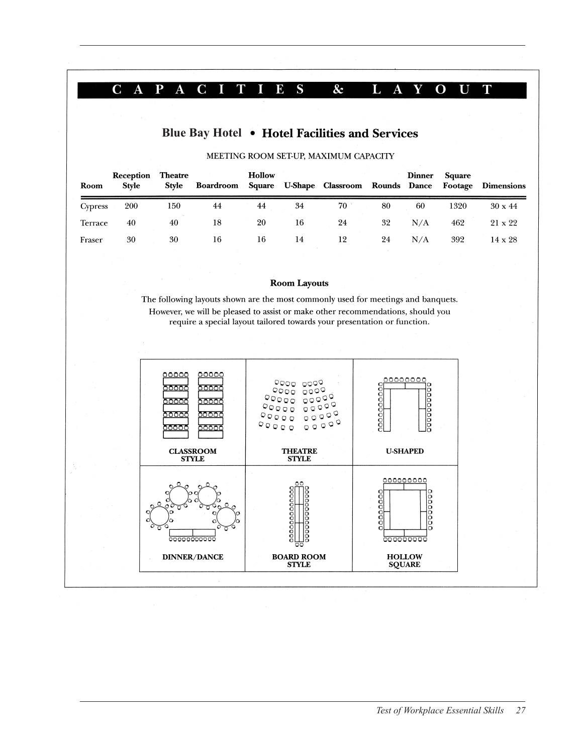# CAPACITIES & LAYOUT

## Blue Bay Hotel • Hotel Facilities and Services

MEETING ROOM SET-UP, MAXIMUM CAPACITY

| Room | Reception Style | Theatre Style | Boardroom | Hollow Square | U-Shape | Classroom | Rounds | Dinner Dance | Square Footage | Dimensions |
|---|---|---|---|---|---|---|---|---|---|---|
| Cypress | 200 | 150 | 44 | 44 | 34 | 70 | 80 | 60 | 1320 | 30 x 44 |
| Terrace | 40 | 40 | 18 | 20 | 16 | 24 | 32 | N/A | 462 | 21 x 22 |
| Fraser | 30 | 30 | 16 | 16 | 14 | 12 | 24 | N/A | 392 | 14 x 28 |

### Room Layouts

The following layouts shown are the most commonly used for meetings and banquets. However, we will be pleased to assist or make other recommendations, should you require a special layout tailored towards your presentation or function.

CLASSROOM STYLE

THEATRE STYLE

U-SHAPED

DINNER/DANCE

BOARD ROOM STYLE

HOLLOW SQUARE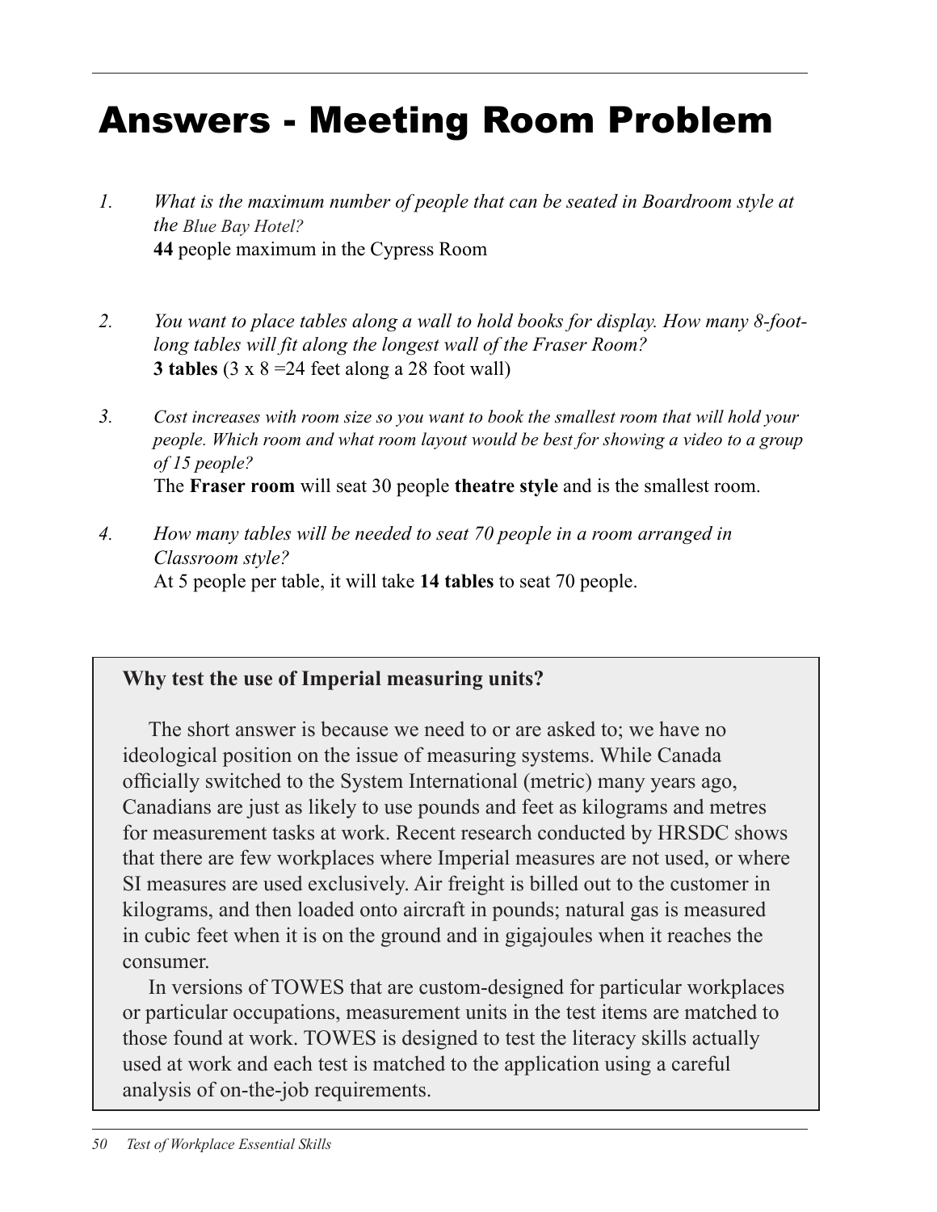# Answers - Meeting Room Problem

1. *What is the maximum number of people that can be seated in Boardroom style at the Blue Bay Hotel?*
   **44** people maximum in the Cypress Room

2. *You want to place tables along a wall to hold books for display. How many 8-foot-long tables will fit along the longest wall of the Fraser Room?*
   **3 tables** (3 x 8 =24 feet along a 28 foot wall)

3. *Cost increases with room size so you want to book the smallest room that will hold your people. Which room and what room layout would be best for showing a video to a group of 15 people?*
   The **Fraser room** will seat 30 people **theatre style** and is the smallest room.

4. *How many tables will be needed to seat 70 people in a room arranged in Classroom style?*
   At 5 people per table, it will take **14 tables** to seat 70 people.

**Why test the use of Imperial measuring units?**

The short answer is because we need to or are asked to; we have no ideological position on the issue of measuring systems. While Canada officially switched to the System International (metric) many years ago, Canadians are just as likely to use pounds and feet as kilograms and metres for measurement tasks at work. Recent research conducted by HRSDC shows that there are few workplaces where Imperial measures are not used, or where SI measures are used exclusively. Air freight is billed out to the customer in kilograms, and then loaded onto aircraft in pounds; natural gas is measured in cubic feet when it is on the ground and in gigajoules when it reaches the consumer.

In versions of TOWES that are custom-designed for particular workplaces or particular occupations, measurement units in the test items are matched to those found at work. TOWES is designed to test the literacy skills actually used at work and each test is matched to the application using a careful analysis of on-the-job requirements.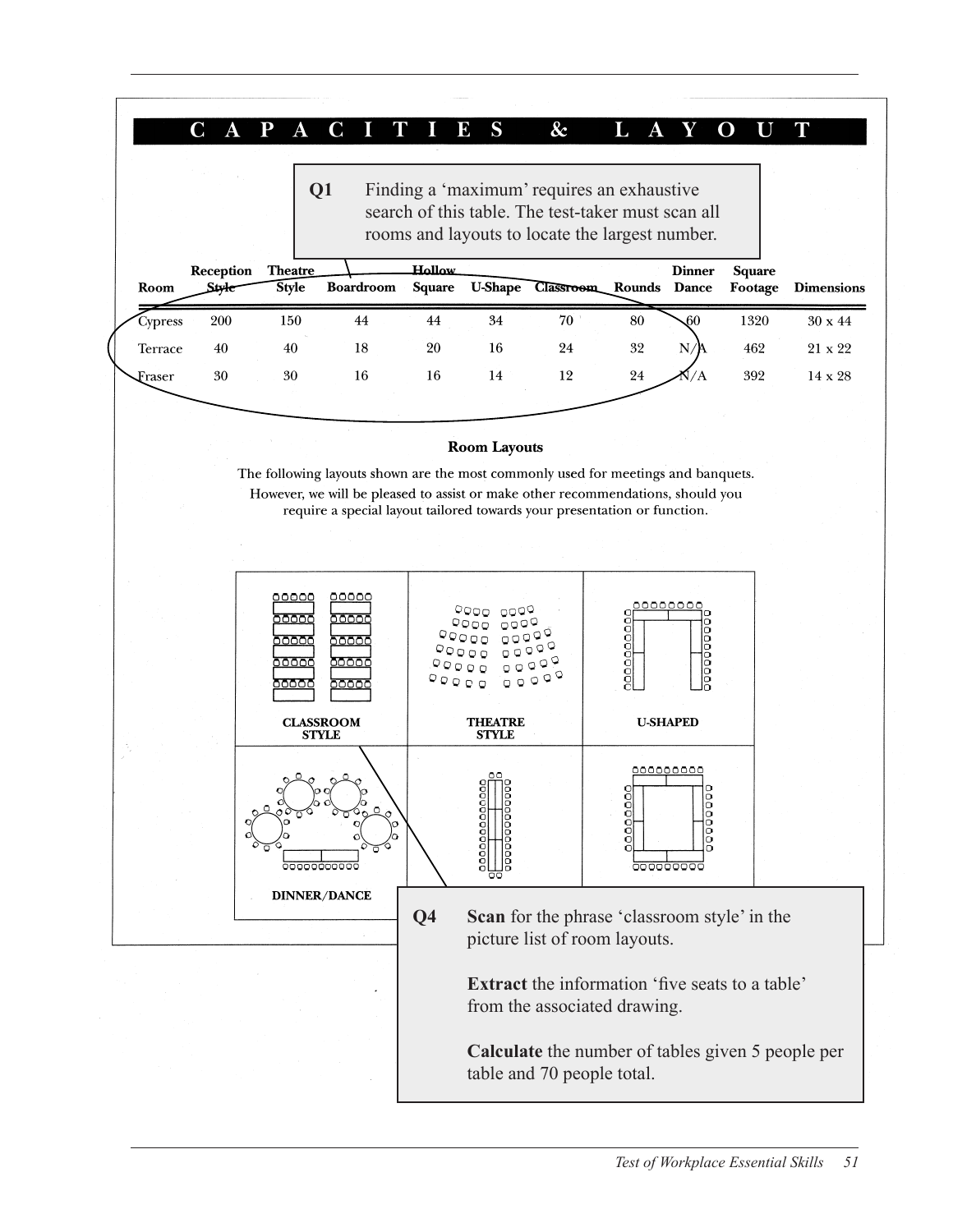# C A P A C I T I E S & L A Y O U T

**Q1** Finding a 'maximum' requires an exhaustive search of this table. The test-taker must scan all rooms and layouts to locate the largest number.

| Room | Reception Style | Theatre Style | Boardroom | Hollow Square | U-Shape | Classroom | Rounds | Dinner Dance | Square Footage | Dimensions |
|---|---|---|---|---|---|---|---|---|---|---|
| Cypress | 200 | 150 | 44 | 44 | 34 | 70 | 80 | 60 | 1320 | 30 x 44 |
| Terrace | 40 | 40 | 18 | 20 | 16 | 24 | 32 | N/A | 462 | 21 x 22 |
| Fraser | 30 | 30 | 16 | 16 | 14 | 12 | 24 | N/A | 392 | 14 x 28 |

**Room Layouts**

The following layouts shown are the most commonly used for meetings and banquets. However, we will be pleased to assist or make other recommendations, should you require a special layout tailored towards your presentation or function.

CLASSROOM STYLE

THEATRE STYLE

U-SHAPED

DINNER/DANCE

**Q4** **Scan** for the phrase 'classroom style' in the picture list of room layouts.

**Extract** the information 'five seats to a table' from the associated drawing.

**Calculate** the number of tables given 5 people per table and 70 people total.